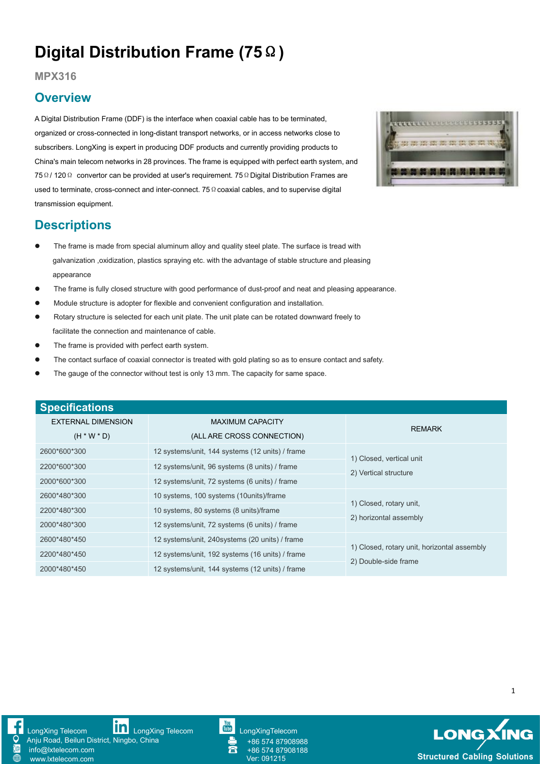# Digital Distribution Frame (75Ω)

**MPX316**

## Overview

A Digital Distribution Frame (DDF) is the interface when coaxial cable has to be terminated, organized or cross-connected in long-distant transport networks, or in access networks close to subscribers. LongXing is expert in producing DDF products and currently providing products to China's main telecom networks in 28 provinces. The frame is equipped with perfect earth system, and 75Ω/ 120Ω convertor can be provided at user's requirement. 75Ω Digital Distribution Frames are used to terminate, cross-connect and inter-connect. 75Ω coaxial cables, and to supervise digital transmission equipment.

## Descriptions

- The frame is made from special aluminum alloy and quality steel plate. The surface is tread with galvanization ,oxidization, plastics spraying etc. with the advantage of stable structure and pleasing appearance
- The frame is fully closed structure with good performance of dust-proof and neat and pleasing appearance.
- Module structure is adopter for flexible and convenient configuration and installation.
- Rotary structure is selected for each unit plate. The unit plate can be rotated downward freely to facilitate the connection and maintenance of cable.
- The frame is provided with perfect earth system.
- The contact surface of coaxial connector is treated with gold plating so as to ensure contact and safety.
- The gauge of the connector without test is only 13 mm. The capacity for same space.

## Specifications

| EXTERNAL DIMENSION (H * W * D) | MAXIMUM CAPACITY (ALL ARE CROSS CONNECTION) | REMARK |
|---|---|---|
| 2600*600*300 | 12 systems/unit, 144 systems (12 units) / frame | 1) Closed, vertical unit 2) Vertical structure |
| 2200*600*300 | 12 systems/unit, 96 systems (8 units) / frame | |
| 2000*600*300 | 12 systems/unit, 72 systems (6 units) / frame | |
| 2600*480*300 | 10 systems, 100 systems (10units)/frame | 1) Closed, rotary unit, 2) horizontal assembly |
| 2200*480*300 | 10 systems, 80 systems (8 units)/frame | |
| 2000*480*300 | 12 systems/unit, 72 systems (6 units) / frame | |
| 2600*480*450 | 12 systems/unit, 240systems (20 units) / frame | 1) Closed, rotary unit, horizontal assembly 2) Double-side frame |
| 2200*480*450 | 12 systems/unit, 192 systems (16 units) / frame | |
| 2000*480*450 | 12 systems/unit, 144 systems (12 units) / frame | |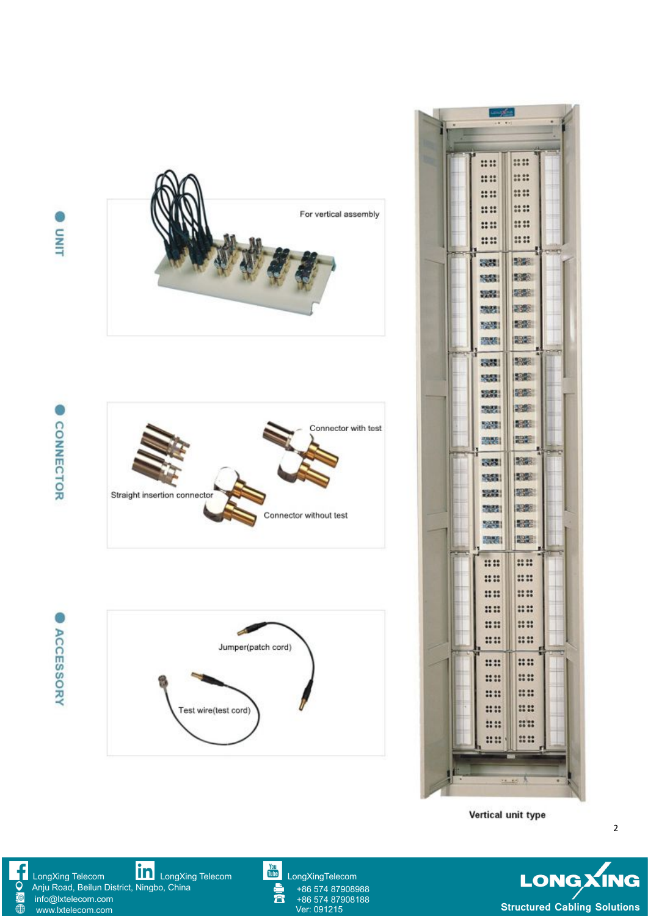## UNIT

For vertical assembly

## CONNECTOR

Straight insertion connector

Connector with test

Connector without test

## ACCESSORY

Jumper(patch cord)

Test wire(test cord)

Vertical unit type

LongXing Telecom
Anju Road, Beilun District, Ningbo, China
info@lxtelecom.com
www.lxtelecom.com

LongXing Telecom

LongXingTelecom
+86 574 87908988
+86 574 87908188
Ver: 091215

LONGXING
Structured Cabling Solutions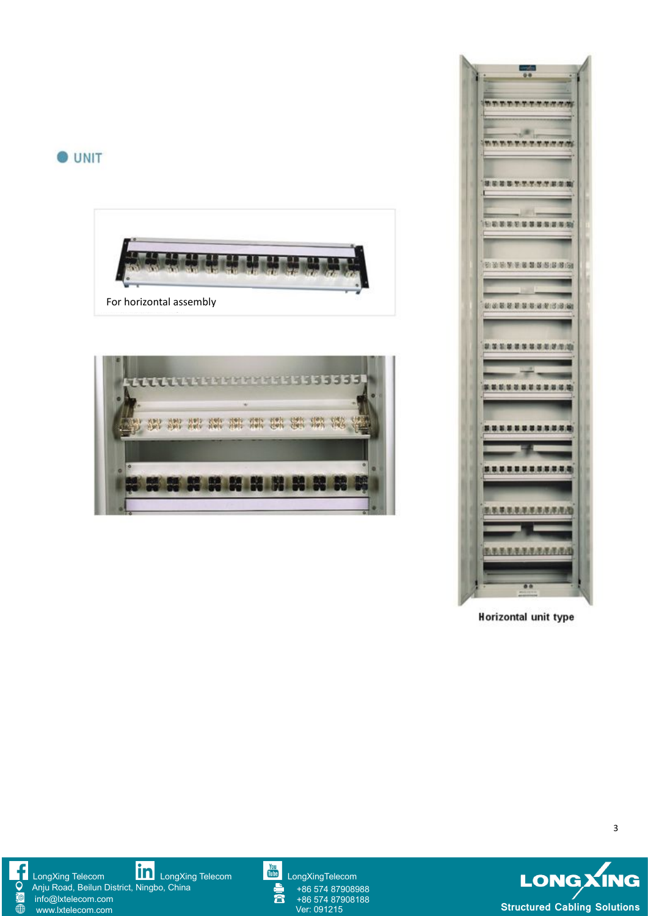## UNIT

For horizontal assembly

Horizontal unit type

LongXing Telecom
Anju Road, Beilun District, Ningbo, China
info@lxtelecom.com
www.lxtelecom.com

LongXing Telecom

LongXingTelecom
+86 574 87908988
+86 574 87908188
Ver: 091215

LONGXING
Structured Cabling Solutions